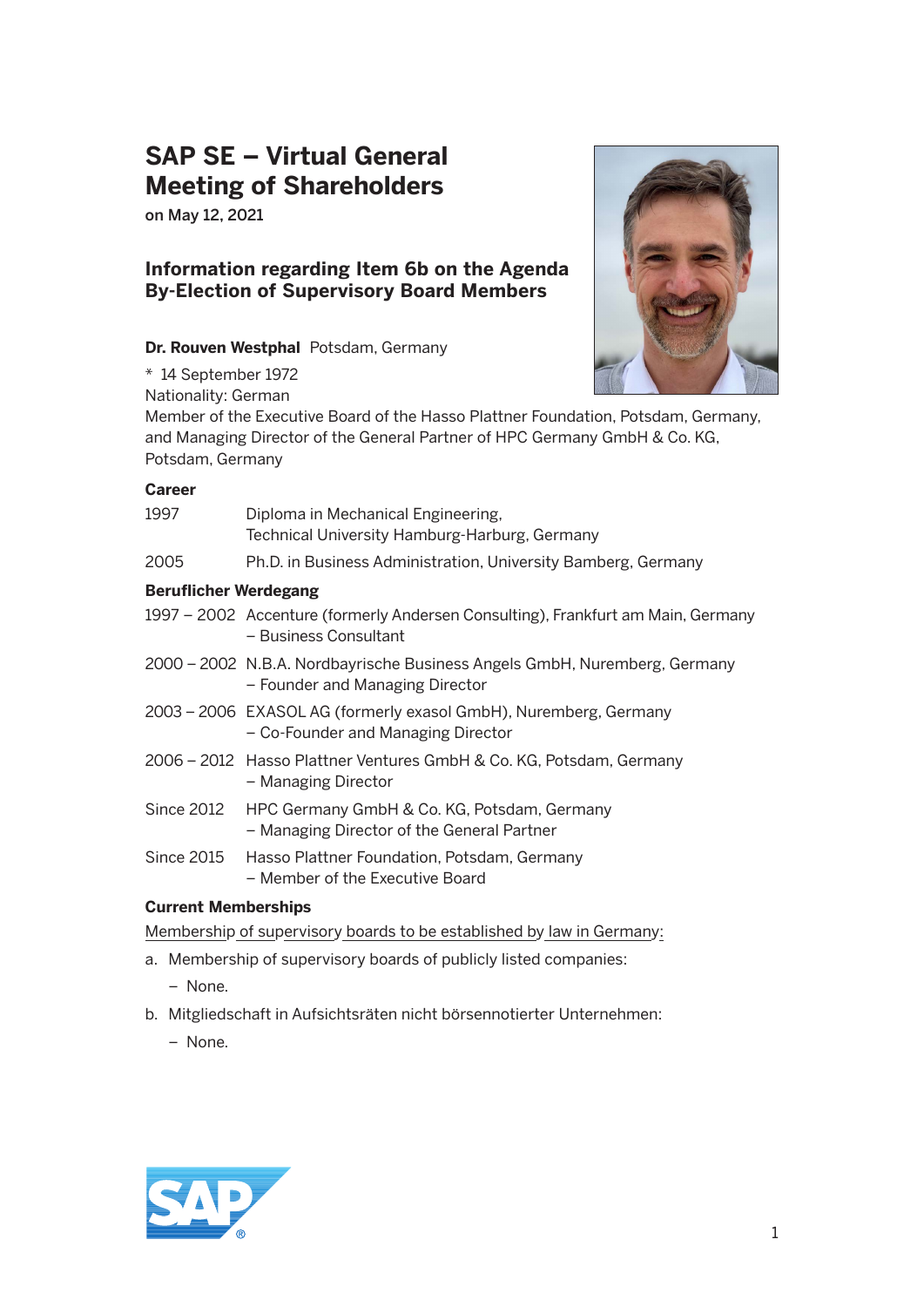# SAP SE – Virtual General Meeting of Shareholders

on May 12, 2021

## Information regarding Item 6b on the Agenda By-Election of Supervisory Board Members

**Dr. Rouven Westphal** Potsdam, Germany

\* 14 September 1972

Nationality: German

Member of the Executive Board of the Hasso Plattner Foundation, Potsdam, Germany, and Managing Director of the General Partner of HPC Germany GmbH & Co. KG, Potsdam, Germany

### Career

| | |
|---|---|
| 1997 | Diploma in Mechanical Engineering, Technical University Hamburg-Harburg, Germany |
| 2005 | Ph.D. in Business Administration, University Bamberg, Germany |

### Beruflicher Werdegang

| | |
|---|---|
| 1997 – 2002 | Accenture (formerly Andersen Consulting), Frankfurt am Main, Germany – Business Consultant |
| 2000 – 2002 | N.B.A. Nordbayrische Business Angels GmbH, Nuremberg, Germany – Founder and Managing Director |
| 2003 – 2006 | EXASOL AG (formerly exasol GmbH), Nuremberg, Germany – Co-Founder and Managing Director |
| 2006 – 2012 | Hasso Plattner Ventures GmbH & Co. KG, Potsdam, Germany – Managing Director |
| Since 2012 | HPC Germany GmbH & Co. KG, Potsdam, Germany – Managing Director of the General Partner |
| Since 2015 | Hasso Plattner Foundation, Potsdam, Germany – Member of the Executive Board |

### Current Memberships

Membership of supervisory boards to be established by law in Germany:

a. Membership of supervisory boards of publicly listed companies:
   - None.

b. Mitgliedschaft in Aufsichtsräten nicht börsennotierter Unternehmen:
   - None.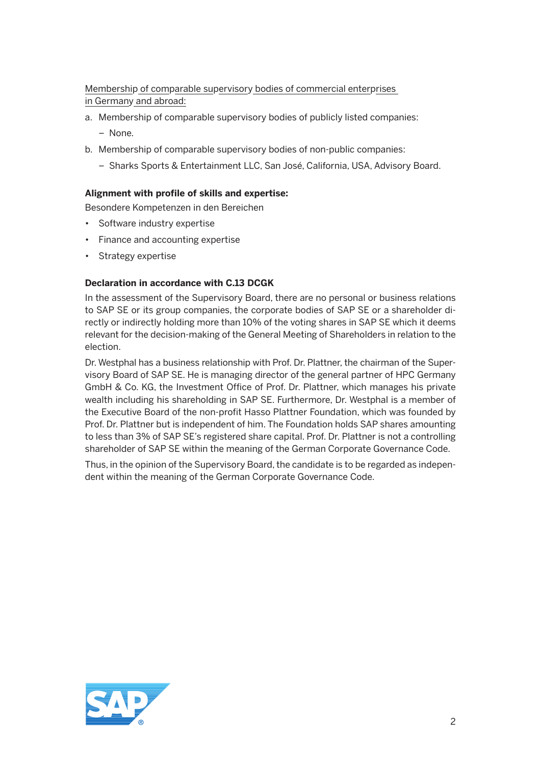Membership of comparable supervisory bodies of commercial enterprises in Germany and abroad:

a. Membership of comparable supervisory bodies of publicly listed companies:
   - None.
b. Membership of comparable supervisory bodies of non-public companies:
   - Sharks Sports & Entertainment LLC, San José, California, USA, Advisory Board.

**Alignment with profile of skills and expertise:**

Besondere Kompetenzen in den Bereichen

- Software industry expertise
- Finance and accounting expertise
- Strategy expertise

**Declaration in accordance with C.13 DCGK**

In the assessment of the Supervisory Board, there are no personal or business relations to SAP SE or its group companies, the corporate bodies of SAP SE or a shareholder directly or indirectly holding more than 10% of the voting shares in SAP SE which it deems relevant for the decision-making of the General Meeting of Shareholders in relation to the election.

Dr. Westphal has a business relationship with Prof. Dr. Plattner, the chairman of the Supervisory Board of SAP SE. He is managing director of the general partner of HPC Germany GmbH & Co. KG, the Investment Office of Prof. Dr. Plattner, which manages his private wealth including his shareholding in SAP SE. Furthermore, Dr. Westphal is a member of the Executive Board of the non-profit Hasso Plattner Foundation, which was founded by Prof. Dr. Plattner but is independent of him. The Foundation holds SAP shares amounting to less than 3% of SAP SE's registered share capital. Prof. Dr. Plattner is not a controlling shareholder of SAP SE within the meaning of the German Corporate Governance Code.

Thus, in the opinion of the Supervisory Board, the candidate is to be regarded as independent within the meaning of the German Corporate Governance Code.